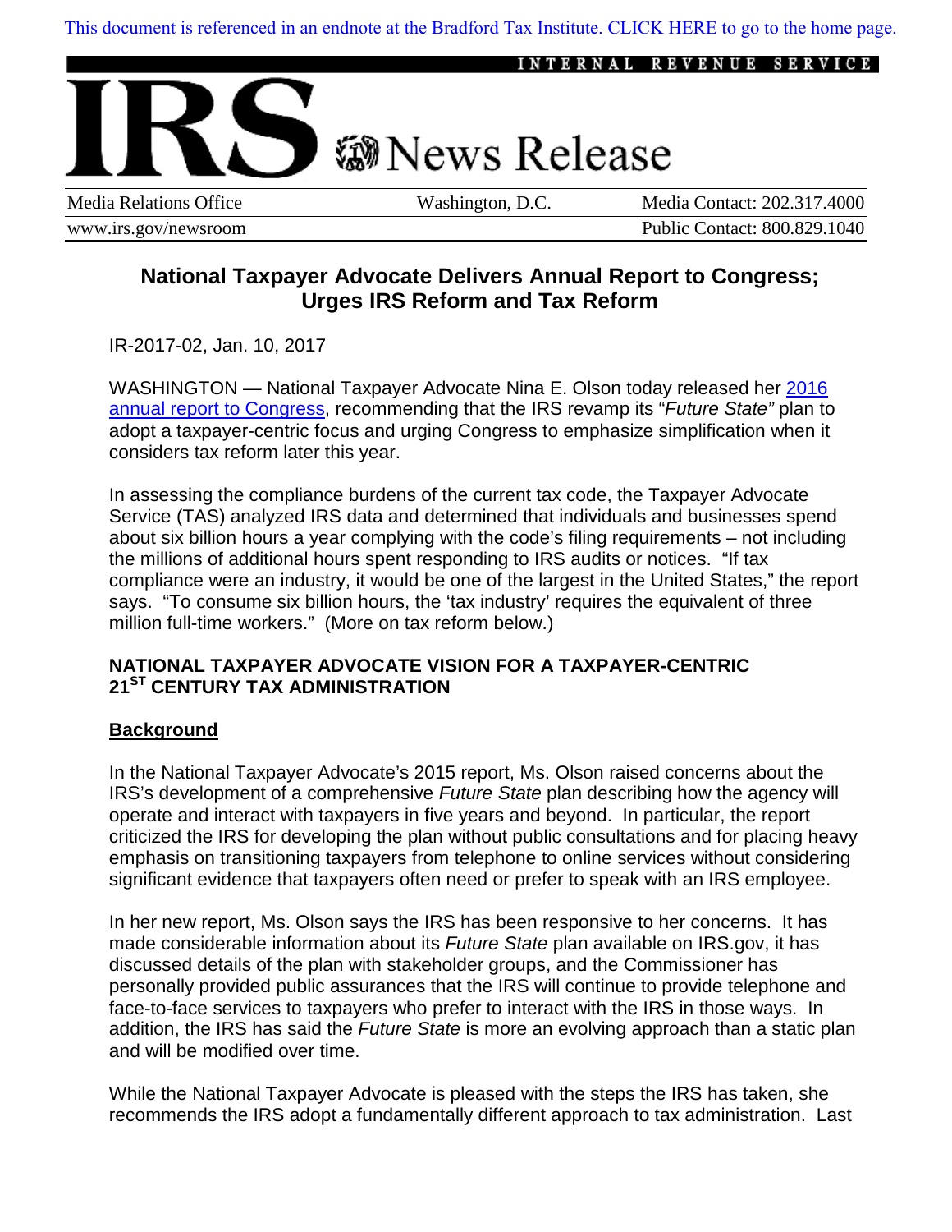This document is referenced in an endnote at the Bradford Tax Institute. CLICK HERE to go to the home page.

INTERNAL REVENUE SERVICE

# IRS News Release

| Media Relations Office | Washington, D.C. | Media Contact: 202.317.4000 |
| --- | --- | --- |
| www.irs.gov/newsroom | | Public Contact: 800.829.1040 |

## National Taxpayer Advocate Delivers Annual Report to Congress; Urges IRS Reform and Tax Reform

IR-2017-02, Jan. 10, 2017

WASHINGTON — National Taxpayer Advocate Nina E. Olson today released her 2016 annual report to Congress, recommending that the IRS revamp its "*Future State*" plan to adopt a taxpayer-centric focus and urging Congress to emphasize simplification when it considers tax reform later this year.

In assessing the compliance burdens of the current tax code, the Taxpayer Advocate Service (TAS) analyzed IRS data and determined that individuals and businesses spend about six billion hours a year complying with the code's filing requirements – not including the millions of additional hours spent responding to IRS audits or notices. "If tax compliance were an industry, it would be one of the largest in the United States," the report says. "To consume six billion hours, the 'tax industry' requires the equivalent of three million full-time workers." (More on tax reform below.)

### NATIONAL TAXPAYER ADVOCATE VISION FOR A TAXPAYER-CENTRIC 21ST CENTURY TAX ADMINISTRATION

**Background**

In the National Taxpayer Advocate's 2015 report, Ms. Olson raised concerns about the IRS's development of a comprehensive *Future State* plan describing how the agency will operate and interact with taxpayers in five years and beyond. In particular, the report criticized the IRS for developing the plan without public consultations and for placing heavy emphasis on transitioning taxpayers from telephone to online services without considering significant evidence that taxpayers often need or prefer to speak with an IRS employee.

In her new report, Ms. Olson says the IRS has been responsive to her concerns. It has made considerable information about its *Future State* plan available on IRS.gov, it has discussed details of the plan with stakeholder groups, and the Commissioner has personally provided public assurances that the IRS will continue to provide telephone and face-to-face services to taxpayers who prefer to interact with the IRS in those ways. In addition, the IRS has said the *Future State* is more an evolving approach than a static plan and will be modified over time.

While the National Taxpayer Advocate is pleased with the steps the IRS has taken, she recommends the IRS adopt a fundamentally different approach to tax administration. Last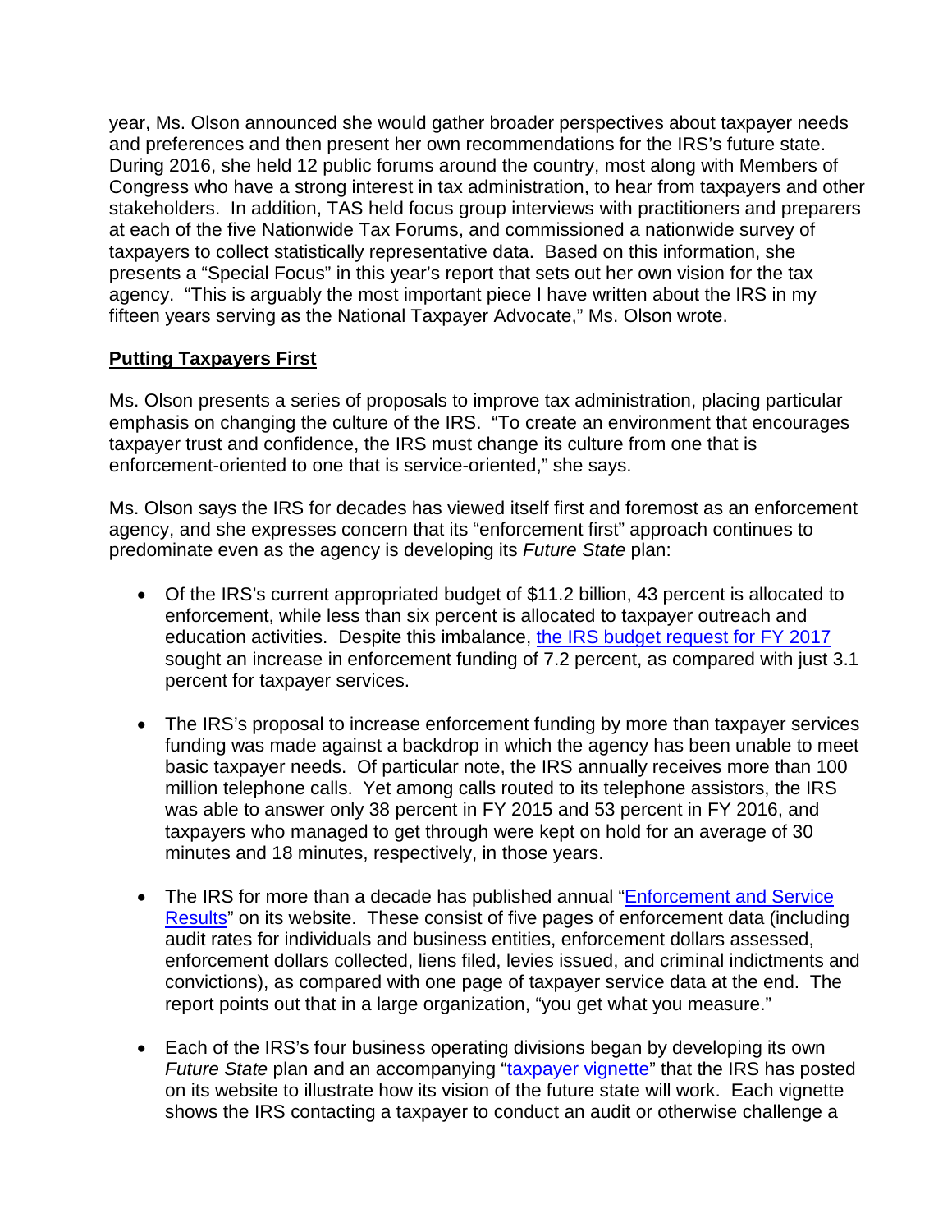year, Ms. Olson announced she would gather broader perspectives about taxpayer needs and preferences and then present her own recommendations for the IRS's future state. During 2016, she held 12 public forums around the country, most along with Members of Congress who have a strong interest in tax administration, to hear from taxpayers and other stakeholders. In addition, TAS held focus group interviews with practitioners and preparers at each of the five Nationwide Tax Forums, and commissioned a nationwide survey of taxpayers to collect statistically representative data. Based on this information, she presents a "Special Focus" in this year's report that sets out her own vision for the tax agency. "This is arguably the most important piece I have written about the IRS in my fifteen years serving as the National Taxpayer Advocate," Ms. Olson wrote.

## Putting Taxpayers First

Ms. Olson presents a series of proposals to improve tax administration, placing particular emphasis on changing the culture of the IRS. "To create an environment that encourages taxpayer trust and confidence, the IRS must change its culture from one that is enforcement-oriented to one that is service-oriented," she says.

Ms. Olson says the IRS for decades has viewed itself first and foremost as an enforcement agency, and she expresses concern that its "enforcement first" approach continues to predominate even as the agency is developing its *Future State* plan:

- Of the IRS's current appropriated budget of $11.2 billion, 43 percent is allocated to enforcement, while less than six percent is allocated to taxpayer outreach and education activities. Despite this imbalance, the IRS budget request for FY 2017 sought an increase in enforcement funding of 7.2 percent, as compared with just 3.1 percent for taxpayer services.

- The IRS's proposal to increase enforcement funding by more than taxpayer services funding was made against a backdrop in which the agency has been unable to meet basic taxpayer needs. Of particular note, the IRS annually receives more than 100 million telephone calls. Yet among calls routed to its telephone assistors, the IRS was able to answer only 38 percent in FY 2015 and 53 percent in FY 2016, and taxpayers who managed to get through were kept on hold for an average of 30 minutes and 18 minutes, respectively, in those years.

- The IRS for more than a decade has published annual "Enforcement and Service Results" on its website. These consist of five pages of enforcement data (including audit rates for individuals and business entities, enforcement dollars assessed, enforcement dollars collected, liens filed, levies issued, and criminal indictments and convictions), as compared with one page of taxpayer service data at the end. The report points out that in a large organization, "you get what you measure."

- Each of the IRS's four business operating divisions began by developing its own *Future State* plan and an accompanying "taxpayer vignette" that the IRS has posted on its website to illustrate how its vision of the future state will work. Each vignette shows the IRS contacting a taxpayer to conduct an audit or otherwise challenge a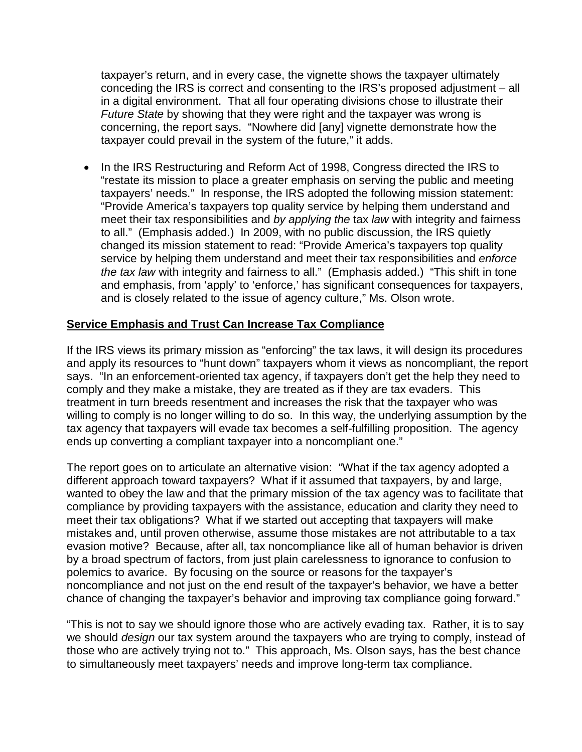taxpayer's return, and in every case, the vignette shows the taxpayer ultimately conceding the IRS is correct and consenting to the IRS's proposed adjustment – all in a digital environment. That all four operating divisions chose to illustrate their *Future State* by showing that they were right and the taxpayer was wrong is concerning, the report says. "Nowhere did [any] vignette demonstrate how the taxpayer could prevail in the system of the future," it adds.

- In the IRS Restructuring and Reform Act of 1998, Congress directed the IRS to "restate its mission to place a greater emphasis on serving the public and meeting taxpayers' needs." In response, the IRS adopted the following mission statement: "Provide America's taxpayers top quality service by helping them understand and meet their tax responsibilities and *by applying the* tax *law* with integrity and fairness to all." (Emphasis added.) In 2009, with no public discussion, the IRS quietly changed its mission statement to read: "Provide America's taxpayers top quality service by helping them understand and meet their tax responsibilities and *enforce the tax law* with integrity and fairness to all." (Emphasis added.) "This shift in tone and emphasis, from 'apply' to 'enforce,' has significant consequences for taxpayers, and is closely related to the issue of agency culture," Ms. Olson wrote.

**Service Emphasis and Trust Can Increase Tax Compliance**

If the IRS views its primary mission as "enforcing" the tax laws, it will design its procedures and apply its resources to "hunt down" taxpayers whom it views as noncompliant, the report says. "In an enforcement-oriented tax agency, if taxpayers don't get the help they need to comply and they make a mistake, they are treated as if they are tax evaders. This treatment in turn breeds resentment and increases the risk that the taxpayer who was willing to comply is no longer willing to do so. In this way, the underlying assumption by the tax agency that taxpayers will evade tax becomes a self-fulfilling proposition. The agency ends up converting a compliant taxpayer into a noncompliant one."

The report goes on to articulate an alternative vision: "What if the tax agency adopted a different approach toward taxpayers? What if it assumed that taxpayers, by and large, wanted to obey the law and that the primary mission of the tax agency was to facilitate that compliance by providing taxpayers with the assistance, education and clarity they need to meet their tax obligations? What if we started out accepting that taxpayers will make mistakes and, until proven otherwise, assume those mistakes are not attributable to a tax evasion motive? Because, after all, tax noncompliance like all of human behavior is driven by a broad spectrum of factors, from just plain carelessness to ignorance to confusion to polemics to avarice. By focusing on the source or reasons for the taxpayer's noncompliance and not just on the end result of the taxpayer's behavior, we have a better chance of changing the taxpayer's behavior and improving tax compliance going forward."

"This is not to say we should ignore those who are actively evading tax. Rather, it is to say we should *design* our tax system around the taxpayers who are trying to comply, instead of those who are actively trying not to." This approach, Ms. Olson says, has the best chance to simultaneously meet taxpayers' needs and improve long-term tax compliance.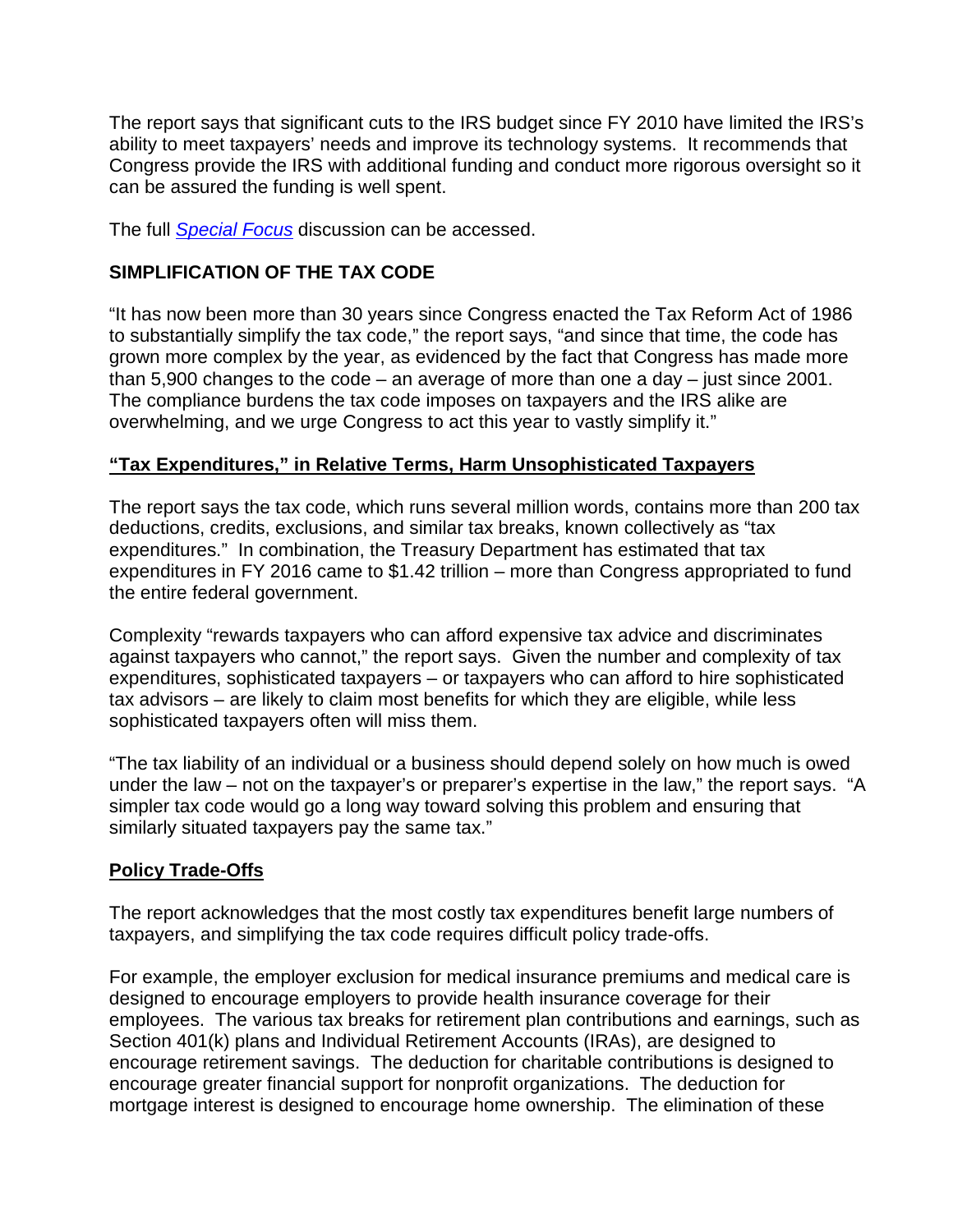The report says that significant cuts to the IRS budget since FY 2010 have limited the IRS's ability to meet taxpayers' needs and improve its technology systems. It recommends that Congress provide the IRS with additional funding and conduct more rigorous oversight so it can be assured the funding is well spent.

The full *Special Focus* discussion can be accessed.

## SIMPLIFICATION OF THE TAX CODE

"It has now been more than 30 years since Congress enacted the Tax Reform Act of 1986 to substantially simplify the tax code," the report says, "and since that time, the code has grown more complex by the year, as evidenced by the fact that Congress has made more than 5,900 changes to the code – an average of more than one a day – just since 2001. The compliance burdens the tax code imposes on taxpayers and the IRS alike are overwhelming, and we urge Congress to act this year to vastly simplify it."

### "Tax Expenditures," in Relative Terms, Harm Unsophisticated Taxpayers

The report says the tax code, which runs several million words, contains more than 200 tax deductions, credits, exclusions, and similar tax breaks, known collectively as "tax expenditures." In combination, the Treasury Department has estimated that tax expenditures in FY 2016 came to $1.42 trillion – more than Congress appropriated to fund the entire federal government.

Complexity "rewards taxpayers who can afford expensive tax advice and discriminates against taxpayers who cannot," the report says. Given the number and complexity of tax expenditures, sophisticated taxpayers – or taxpayers who can afford to hire sophisticated tax advisors – are likely to claim most benefits for which they are eligible, while less sophisticated taxpayers often will miss them.

"The tax liability of an individual or a business should depend solely on how much is owed under the law – not on the taxpayer's or preparer's expertise in the law," the report says. "A simpler tax code would go a long way toward solving this problem and ensuring that similarly situated taxpayers pay the same tax."

### Policy Trade-Offs

The report acknowledges that the most costly tax expenditures benefit large numbers of taxpayers, and simplifying the tax code requires difficult policy trade-offs.

For example, the employer exclusion for medical insurance premiums and medical care is designed to encourage employers to provide health insurance coverage for their employees. The various tax breaks for retirement plan contributions and earnings, such as Section 401(k) plans and Individual Retirement Accounts (IRAs), are designed to encourage retirement savings. The deduction for charitable contributions is designed to encourage greater financial support for nonprofit organizations. The deduction for mortgage interest is designed to encourage home ownership. The elimination of these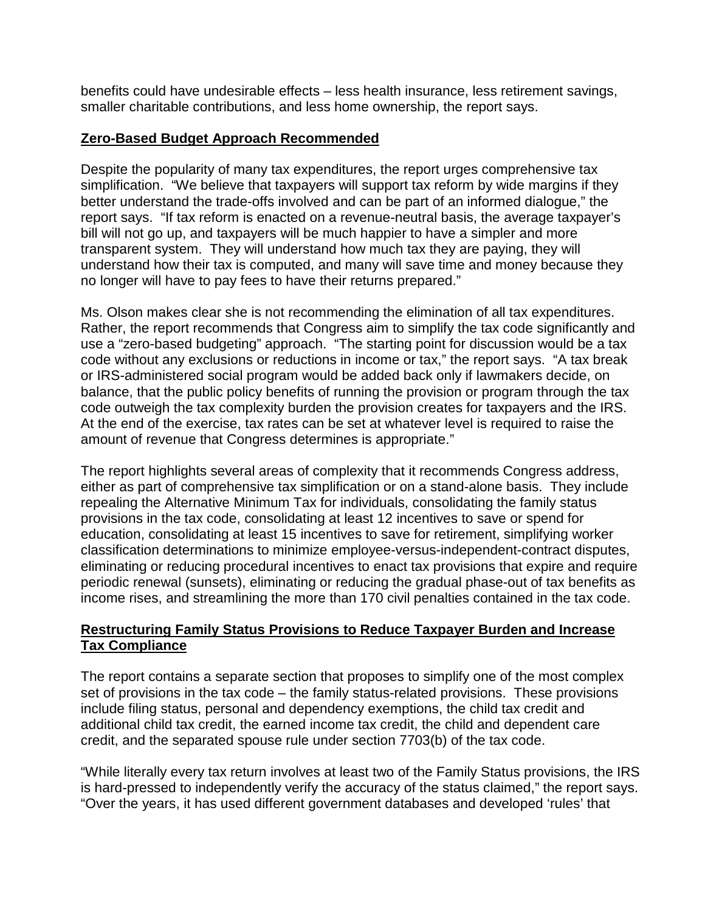benefits could have undesirable effects – less health insurance, less retirement savings, smaller charitable contributions, and less home ownership, the report says.

**Zero-Based Budget Approach Recommended**

Despite the popularity of many tax expenditures, the report urges comprehensive tax simplification. "We believe that taxpayers will support tax reform by wide margins if they better understand the trade-offs involved and can be part of an informed dialogue," the report says. "If tax reform is enacted on a revenue-neutral basis, the average taxpayer's bill will not go up, and taxpayers will be much happier to have a simpler and more transparent system. They will understand how much tax they are paying, they will understand how their tax is computed, and many will save time and money because they no longer will have to pay fees to have their returns prepared."

Ms. Olson makes clear she is not recommending the elimination of all tax expenditures. Rather, the report recommends that Congress aim to simplify the tax code significantly and use a "zero-based budgeting" approach. "The starting point for discussion would be a tax code without any exclusions or reductions in income or tax," the report says. "A tax break or IRS-administered social program would be added back only if lawmakers decide, on balance, that the public policy benefits of running the provision or program through the tax code outweigh the tax complexity burden the provision creates for taxpayers and the IRS. At the end of the exercise, tax rates can be set at whatever level is required to raise the amount of revenue that Congress determines is appropriate."

The report highlights several areas of complexity that it recommends Congress address, either as part of comprehensive tax simplification or on a stand-alone basis. They include repealing the Alternative Minimum Tax for individuals, consolidating the family status provisions in the tax code, consolidating at least 12 incentives to save or spend for education, consolidating at least 15 incentives to save for retirement, simplifying worker classification determinations to minimize employee-versus-independent-contract disputes, eliminating or reducing procedural incentives to enact tax provisions that expire and require periodic renewal (sunsets), eliminating or reducing the gradual phase-out of tax benefits as income rises, and streamlining the more than 170 civil penalties contained in the tax code.

**Restructuring Family Status Provisions to Reduce Taxpayer Burden and Increase Tax Compliance**

The report contains a separate section that proposes to simplify one of the most complex set of provisions in the tax code – the family status-related provisions. These provisions include filing status, personal and dependency exemptions, the child tax credit and additional child tax credit, the earned income tax credit, the child and dependent care credit, and the separated spouse rule under section 7703(b) of the tax code.

"While literally every tax return involves at least two of the Family Status provisions, the IRS is hard-pressed to independently verify the accuracy of the status claimed," the report says. "Over the years, it has used different government databases and developed 'rules' that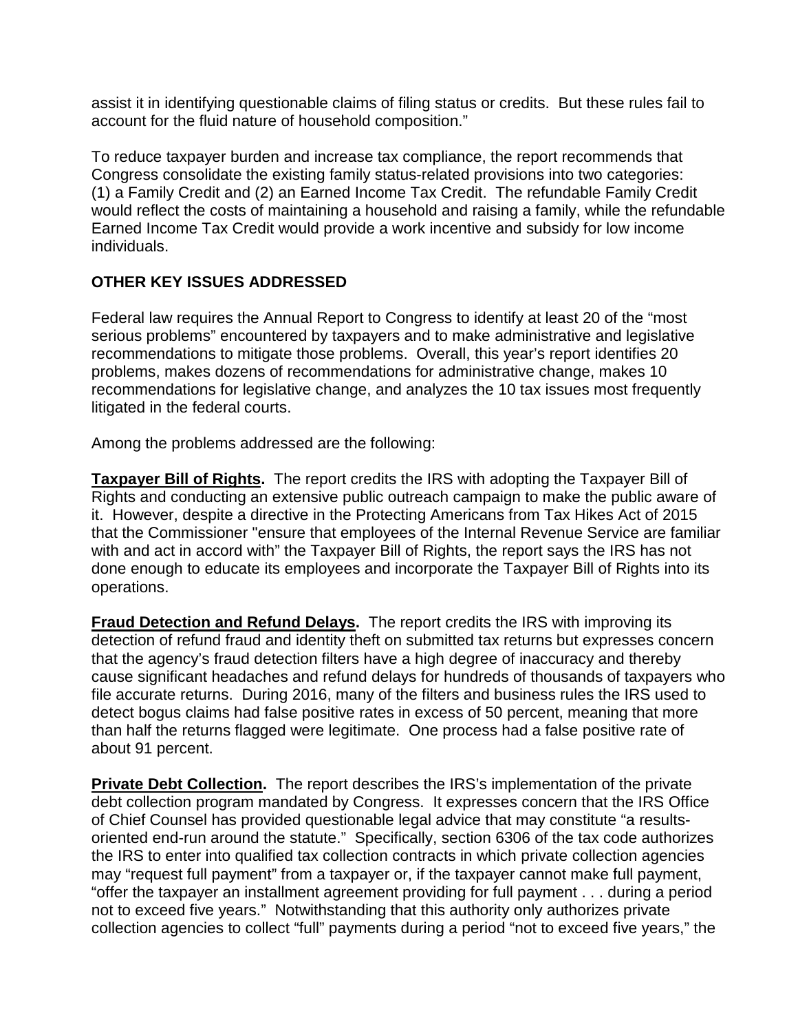assist it in identifying questionable claims of filing status or credits. But these rules fail to account for the fluid nature of household composition."

To reduce taxpayer burden and increase tax compliance, the report recommends that Congress consolidate the existing family status-related provisions into two categories: (1) a Family Credit and (2) an Earned Income Tax Credit. The refundable Family Credit would reflect the costs of maintaining a household and raising a family, while the refundable Earned Income Tax Credit would provide a work incentive and subsidy for low income individuals.

## OTHER KEY ISSUES ADDRESSED

Federal law requires the Annual Report to Congress to identify at least 20 of the "most serious problems" encountered by taxpayers and to make administrative and legislative recommendations to mitigate those problems. Overall, this year's report identifies 20 problems, makes dozens of recommendations for administrative change, makes 10 recommendations for legislative change, and analyzes the 10 tax issues most frequently litigated in the federal courts.

Among the problems addressed are the following:

**Taxpayer Bill of Rights.** The report credits the IRS with adopting the Taxpayer Bill of Rights and conducting an extensive public outreach campaign to make the public aware of it. However, despite a directive in the Protecting Americans from Tax Hikes Act of 2015 that the Commissioner "ensure that employees of the Internal Revenue Service are familiar with and act in accord with" the Taxpayer Bill of Rights, the report says the IRS has not done enough to educate its employees and incorporate the Taxpayer Bill of Rights into its operations.

**Fraud Detection and Refund Delays.** The report credits the IRS with improving its detection of refund fraud and identity theft on submitted tax returns but expresses concern that the agency's fraud detection filters have a high degree of inaccuracy and thereby cause significant headaches and refund delays for hundreds of thousands of taxpayers who file accurate returns. During 2016, many of the filters and business rules the IRS used to detect bogus claims had false positive rates in excess of 50 percent, meaning that more than half the returns flagged were legitimate. One process had a false positive rate of about 91 percent.

**Private Debt Collection.** The report describes the IRS's implementation of the private debt collection program mandated by Congress. It expresses concern that the IRS Office of Chief Counsel has provided questionable legal advice that may constitute "a results-oriented end-run around the statute." Specifically, section 6306 of the tax code authorizes the IRS to enter into qualified tax collection contracts in which private collection agencies may "request full payment" from a taxpayer or, if the taxpayer cannot make full payment, "offer the taxpayer an installment agreement providing for full payment . . . during a period not to exceed five years." Notwithstanding that this authority only authorizes private collection agencies to collect "full" payments during a period "not to exceed five years," the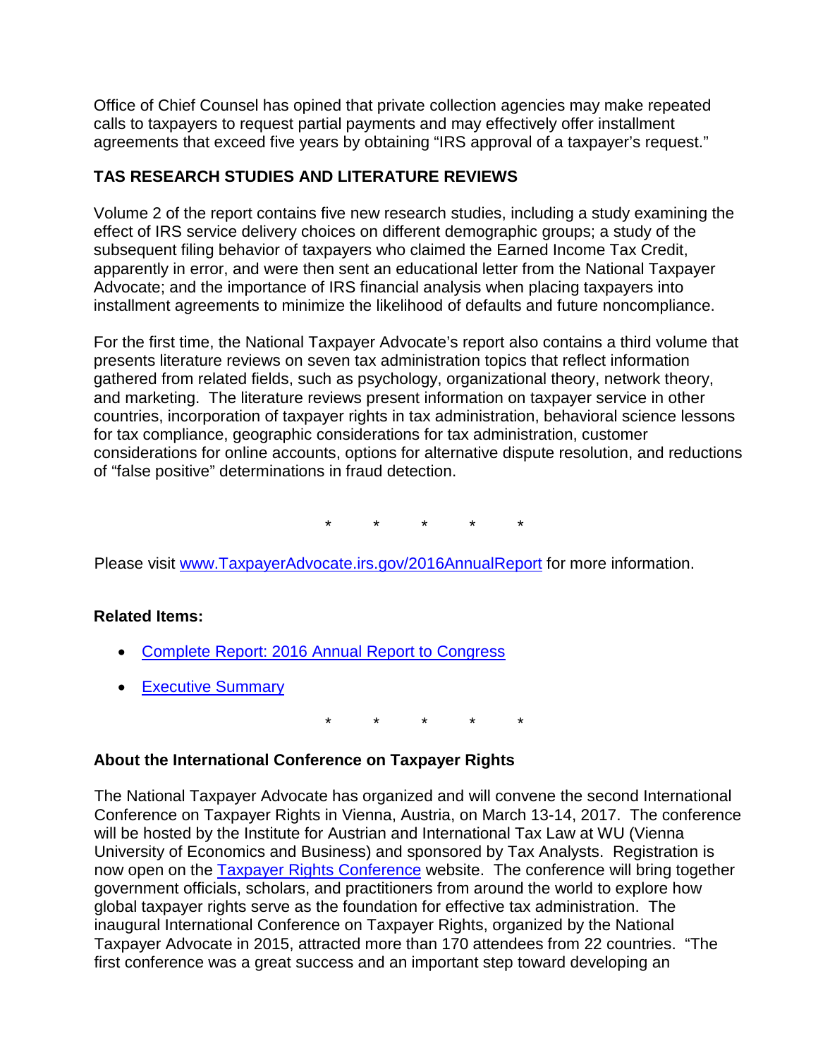Office of Chief Counsel has opined that private collection agencies may make repeated calls to taxpayers to request partial payments and may effectively offer installment agreements that exceed five years by obtaining "IRS approval of a taxpayer's request."

**TAS RESEARCH STUDIES AND LITERATURE REVIEWS**

Volume 2 of the report contains five new research studies, including a study examining the effect of IRS service delivery choices on different demographic groups; a study of the subsequent filing behavior of taxpayers who claimed the Earned Income Tax Credit, apparently in error, and were then sent an educational letter from the National Taxpayer Advocate; and the importance of IRS financial analysis when placing taxpayers into installment agreements to minimize the likelihood of defaults and future noncompliance.

For the first time, the National Taxpayer Advocate's report also contains a third volume that presents literature reviews on seven tax administration topics that reflect information gathered from related fields, such as psychology, organizational theory, network theory, and marketing. The literature reviews present information on taxpayer service in other countries, incorporation of taxpayer rights in tax administration, behavioral science lessons for tax compliance, geographic considerations for tax administration, customer considerations for online accounts, options for alternative dispute resolution, and reductions of "false positive" determinations in fraud detection.

\* \* \* \* \*

Please visit [www.TaxpayerAdvocate.irs.gov/2016AnnualReport](www.TaxpayerAdvocate.irs.gov/2016AnnualReport) for more information.

**Related Items:**

- Complete Report: 2016 Annual Report to Congress
- Executive Summary

\* \* \* \* \*

**About the International Conference on Taxpayer Rights**

The National Taxpayer Advocate has organized and will convene the second International Conference on Taxpayer Rights in Vienna, Austria, on March 13-14, 2017. The conference will be hosted by the Institute for Austrian and International Tax Law at WU (Vienna University of Economics and Business) and sponsored by Tax Analysts. Registration is now open on the Taxpayer Rights Conference website. The conference will bring together government officials, scholars, and practitioners from around the world to explore how global taxpayer rights serve as the foundation for effective tax administration. The inaugural International Conference on Taxpayer Rights, organized by the National Taxpayer Advocate in 2015, attracted more than 170 attendees from 22 countries. "The first conference was a great success and an important step toward developing an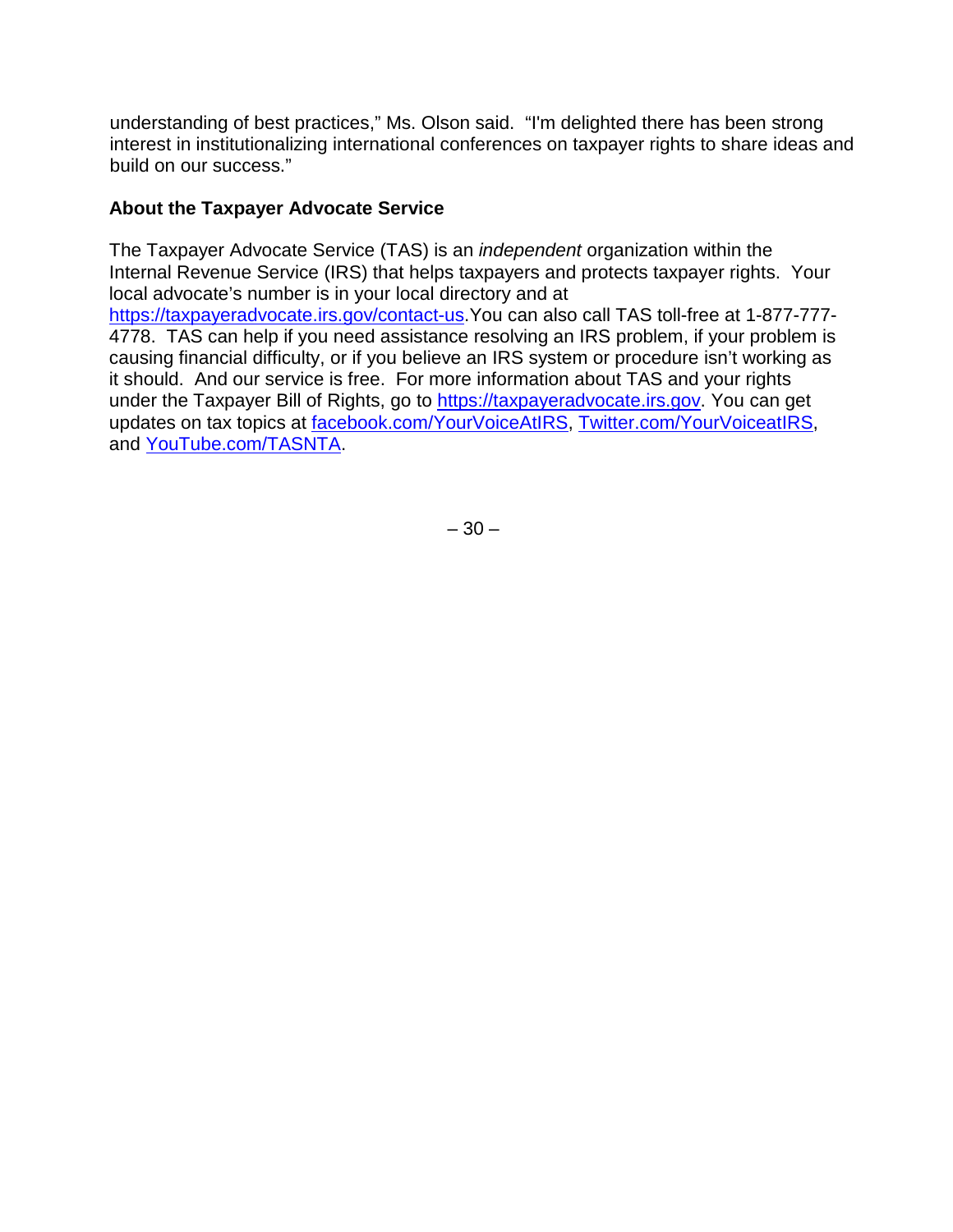understanding of best practices," Ms. Olson said. "I'm delighted there has been strong interest in institutionalizing international conferences on taxpayer rights to share ideas and build on our success."

**About the Taxpayer Advocate Service**

The Taxpayer Advocate Service (TAS) is an *independent* organization within the Internal Revenue Service (IRS) that helps taxpayers and protects taxpayer rights. Your local advocate's number is in your local directory and at https://taxpayeradvocate.irs.gov/contact-us.You can also call TAS toll-free at 1-877-777-4778. TAS can help if you need assistance resolving an IRS problem, if your problem is causing financial difficulty, or if you believe an IRS system or procedure isn't working as it should. And our service is free. For more information about TAS and your rights under the Taxpayer Bill of Rights, go to https://taxpayeradvocate.irs.gov. You can get updates on tax topics at facebook.com/YourVoiceAtIRS, Twitter.com/YourVoiceatIRS, and YouTube.com/TASNTA.

– 30 –